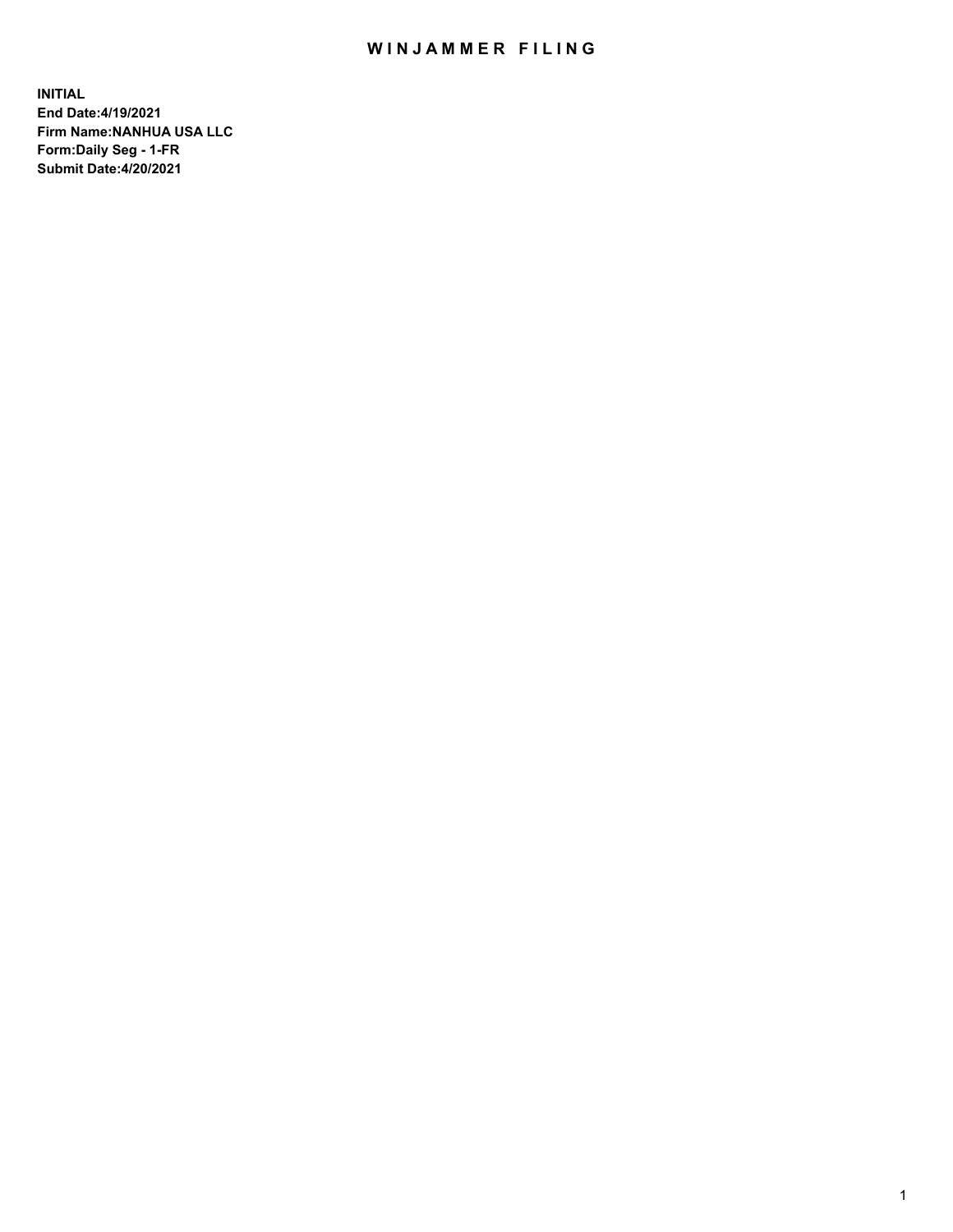# WINJAMMER FILING

**INITIAL**
**End Date:4/19/2021**
**Firm Name:NANHUA USA LLC**
**Form:Daily Seg - 1-FR**
**Submit Date:4/20/2021**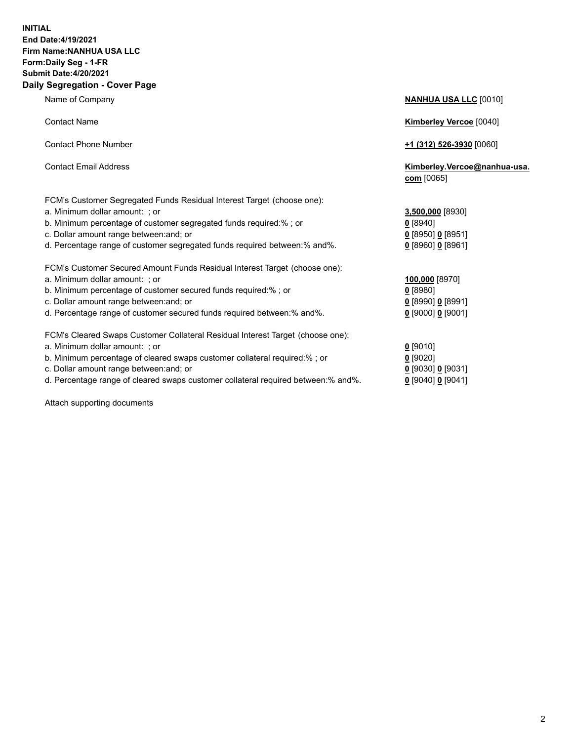**INITIAL**
**End Date:4/19/2021**
**Firm Name:NANHUA USA LLC**
**Form:Daily Seg - 1-FR**
**Submit Date:4/20/2021**

## Daily Segregation - Cover Page

| | |
|---|---|
| Name of Company | **NANHUA USA LLC** [0010] |
| Contact Name | **Kimberley Vercoe** [0040] |
| Contact Phone Number | **+1 (312) 526-3930** [0060] |
| Contact Email Address | **Kimberley.Vercoe@nanhua-usa.com** [0065] |
| FCM's Customer Segregated Funds Residual Interest Target (choose one): | |
| a. Minimum dollar amount: ; or | **3,500,000** [8930] |
| b. Minimum percentage of customer segregated funds required:% ; or | **0** [8940] |
| c. Dollar amount range between:and; or | **0** [8950] **0** [8951] |
| d. Percentage range of customer segregated funds required between:% and%. | **0** [8960] **0** [8961] |
| FCM's Customer Secured Amount Funds Residual Interest Target (choose one): | |
| a. Minimum dollar amount: ; or | **100,000** [8970] |
| b. Minimum percentage of customer secured funds required:% ; or | **0** [8980] |
| c. Dollar amount range between:and; or | **0** [8990] **0** [8991] |
| d. Percentage range of customer secured funds required between:% and%. | **0** [9000] **0** [9001] |
| FCM's Cleared Swaps Customer Collateral Residual Interest Target (choose one): | |
| a. Minimum dollar amount: ; or | **0** [9010] |
| b. Minimum percentage of cleared swaps customer collateral required:% ; or | **0** [9020] |
| c. Dollar amount range between:and; or | **0** [9030] **0** [9031] |
| d. Percentage range of cleared swaps customer collateral required between:% and%. | **0** [9040] **0** [9041] |

Attach supporting documents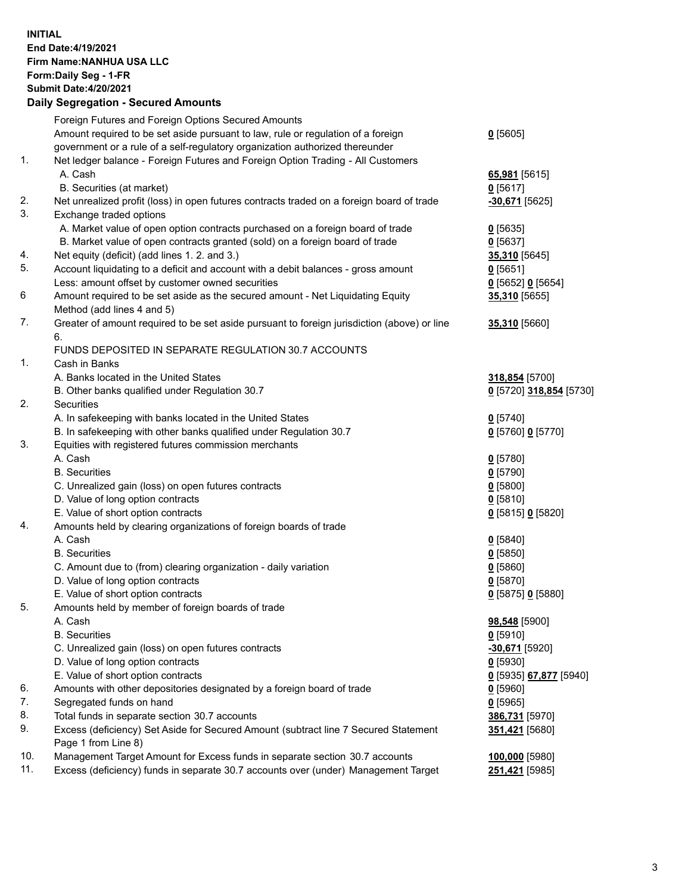**INITIAL**
**End Date:4/19/2021**
**Firm Name:NANHUA USA LLC**
**Form:Daily Seg - 1-FR**
**Submit Date:4/20/2021**

**Daily Segregation - Secured Amounts**

| | | |
|---|---|---|
| | Foreign Futures and Foreign Options Secured Amounts | |
| | Amount required to be set aside pursuant to law, rule or regulation of a foreign government or a rule of a self-regulatory organization authorized thereunder | **0** [5605] |
| 1. | Net ledger balance - Foreign Futures and Foreign Option Trading - All Customers | |
| | A. Cash | **65,981** [5615] |
| | B. Securities (at market) | **0** [5617] |
| 2. | Net unrealized profit (loss) in open futures contracts traded on a foreign board of trade | **-30,671** [5625] |
| 3. | Exchange traded options | |
| | A. Market value of open option contracts purchased on a foreign board of trade | **0** [5635] |
| | B. Market value of open contracts granted (sold) on a foreign board of trade | **0** [5637] |
| 4. | Net equity (deficit) (add lines 1. 2. and 3.) | **35,310** [5645] |
| 5. | Account liquidating to a deficit and account with a debit balances - gross amount | **0** [5651] |
| | Less: amount offset by customer owned securities | **0** [5652] **0** [5654] |
| 6 | Amount required to be set aside as the secured amount - Net Liquidating Equity Method (add lines 4 and 5) | **35,310** [5655] |
| 7. | Greater of amount required to be set aside pursuant to foreign jurisdiction (above) or line 6. | **35,310** [5660] |
| | FUNDS DEPOSITED IN SEPARATE REGULATION 30.7 ACCOUNTS | |
| 1. | Cash in Banks | |
| | A. Banks located in the United States | **318,854** [5700] |
| | B. Other banks qualified under Regulation 30.7 | **0** [5720] **318,854** [5730] |
| 2. | Securities | |
| | A. In safekeeping with banks located in the United States | **0** [5740] |
| | B. In safekeeping with other banks qualified under Regulation 30.7 | **0** [5760] **0** [5770] |
| 3. | Equities with registered futures commission merchants | |
| | A. Cash | **0** [5780] |
| | B. Securities | **0** [5790] |
| | C. Unrealized gain (loss) on open futures contracts | **0** [5800] |
| | D. Value of long option contracts | **0** [5810] |
| | E. Value of short option contracts | **0** [5815] **0** [5820] |
| 4. | Amounts held by clearing organizations of foreign boards of trade | |
| | A. Cash | **0** [5840] |
| | B. Securities | **0** [5850] |
| | C. Amount due to (from) clearing organization - daily variation | **0** [5860] |
| | D. Value of long option contracts | **0** [5870] |
| | E. Value of short option contracts | **0** [5875] **0** [5880] |
| 5. | Amounts held by member of foreign boards of trade | |
| | A. Cash | **98,548** [5900] |
| | B. Securities | **0** [5910] |
| | C. Unrealized gain (loss) on open futures contracts | **-30,671** [5920] |
| | D. Value of long option contracts | **0** [5930] |
| | E. Value of short option contracts | **0** [5935] **67,877** [5940] |
| 6. | Amounts with other depositories designated by a foreign board of trade | **0** [5960] |
| 7. | Segregated funds on hand | **0** [5965] |
| 8. | Total funds in separate section 30.7 accounts | **386,731** [5970] |
| 9. | Excess (deficiency) Set Aside for Secured Amount (subtract line 7 Secured Statement Page 1 from Line 8) | **351,421** [5680] |
| 10. | Management Target Amount for Excess funds in separate section 30.7 accounts | **100,000** [5980] |
| 11. | Excess (deficiency) funds in separate 30.7 accounts over (under) Management Target | **251,421** [5985] |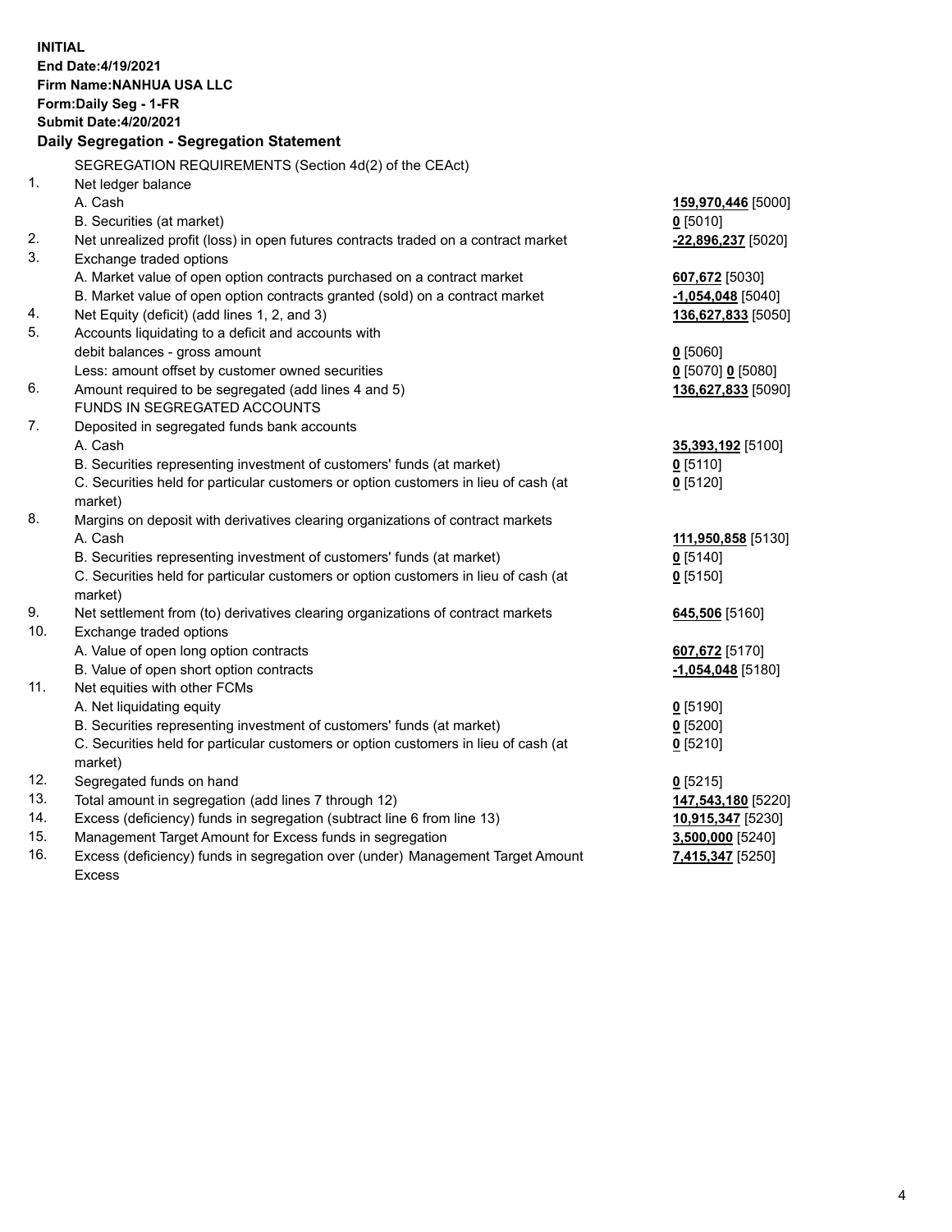**INITIAL**
**End Date:4/19/2021**
**Firm Name:NANHUA USA LLC**
**Form:Daily Seg - 1-FR**
**Submit Date:4/20/2021**

## Daily Segregation - Segregation Statement

| | | |
|---|---|---|
| | SEGREGATION REQUIREMENTS (Section 4d(2) of the CEAct) | |
| 1. | Net ledger balance | |
| | A. Cash | **159,970,446** [5000] |
| | B. Securities (at market) | **0** [5010] |
| 2. | Net unrealized profit (loss) in open futures contracts traded on a contract market | **-22,896,237** [5020] |
| 3. | Exchange traded options | |
| | A. Market value of open option contracts purchased on a contract market | **607,672** [5030] |
| | B. Market value of open option contracts granted (sold) on a contract market | **-1,054,048** [5040] |
| 4. | Net Equity (deficit) (add lines 1, 2, and 3) | **136,627,833** [5050] |
| 5. | Accounts liquidating to a deficit and accounts with debit balances - gross amount | **0** [5060] |
| | Less: amount offset by customer owned securities | **0** [5070] **0** [5080] |
| 6. | Amount required to be segregated (add lines 4 and 5) | **136,627,833** [5090] |
| | FUNDS IN SEGREGATED ACCOUNTS | |
| 7. | Deposited in segregated funds bank accounts | |
| | A. Cash | **35,393,192** [5100] |
| | B. Securities representing investment of customers' funds (at market) | **0** [5110] |
| | C. Securities held for particular customers or option customers in lieu of cash (at market) | **0** [5120] |
| 8. | Margins on deposit with derivatives clearing organizations of contract markets | |
| | A. Cash | **111,950,858** [5130] |
| | B. Securities representing investment of customers' funds (at market) | **0** [5140] |
| | C. Securities held for particular customers or option customers in lieu of cash (at market) | **0** [5150] |
| 9. | Net settlement from (to) derivatives clearing organizations of contract markets | **645,506** [5160] |
| 10. | Exchange traded options | |
| | A. Value of open long option contracts | **607,672** [5170] |
| | B. Value of open short option contracts | **-1,054,048** [5180] |
| 11. | Net equities with other FCMs | |
| | A. Net liquidating equity | **0** [5190] |
| | B. Securities representing investment of customers' funds (at market) | **0** [5200] |
| | C. Securities held for particular customers or option customers in lieu of cash (at market) | **0** [5210] |
| 12. | Segregated funds on hand | **0** [5215] |
| 13. | Total amount in segregation (add lines 7 through 12) | **147,543,180** [5220] |
| 14. | Excess (deficiency) funds in segregation (subtract line 6 from line 13) | **10,915,347** [5230] |
| 15. | Management Target Amount for Excess funds in segregation | **3,500,000** [5240] |
| 16. | Excess (deficiency) funds in segregation over (under) Management Target Amount Excess | **7,415,347** [5250] |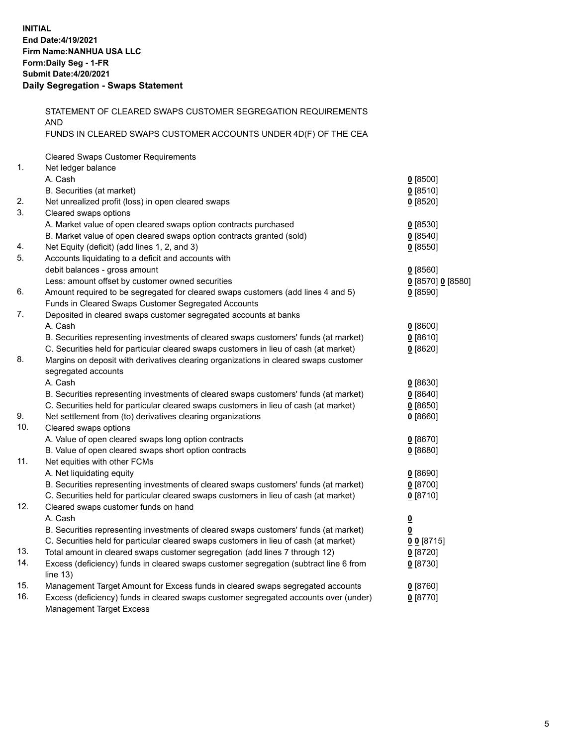**INITIAL**
**End Date:4/19/2021**
**Firm Name:NANHUA USA LLC**
**Form:Daily Seg - 1-FR**
**Submit Date:4/20/2021**
**Daily Segregation - Swaps Statement**

STATEMENT OF CLEARED SWAPS CUSTOMER SEGREGATION REQUIREMENTS AND FUNDS IN CLEARED SWAPS CUSTOMER ACCOUNTS UNDER 4D(F) OF THE CEA

| | | |
|---|---|---|
| | Cleared Swaps Customer Requirements | |
| 1. | Net ledger balance | |
| | A. Cash | 0 [8500] |
| | B. Securities (at market) | 0 [8510] |
| 2. | Net unrealized profit (loss) in open cleared swaps | 0 [8520] |
| 3. | Cleared swaps options | |
| | A. Market value of open cleared swaps option contracts purchased | 0 [8530] |
| | B. Market value of open cleared swaps option contracts granted (sold) | 0 [8540] |
| 4. | Net Equity (deficit) (add lines 1, 2, and 3) | 0 [8550] |
| 5. | Accounts liquidating to a deficit and accounts with debit balances - gross amount | 0 [8560] |
| | Less: amount offset by customer owned securities | 0 [8570] 0 [8580] |
| 6. | Amount required to be segregated for cleared swaps customers (add lines 4 and 5) | 0 [8590] |
| | Funds in Cleared Swaps Customer Segregated Accounts | |
| 7. | Deposited in cleared swaps customer segregated accounts at banks | |
| | A. Cash | 0 [8600] |
| | B. Securities representing investments of cleared swaps customers' funds (at market) | 0 [8610] |
| | C. Securities held for particular cleared swaps customers in lieu of cash (at market) | 0 [8620] |
| 8. | Margins on deposit with derivatives clearing organizations in cleared swaps customer segregated accounts | |
| | A. Cash | 0 [8630] |
| | B. Securities representing investments of cleared swaps customers' funds (at market) | 0 [8640] |
| | C. Securities held for particular cleared swaps customers in lieu of cash (at market) | 0 [8650] |
| 9. | Net settlement from (to) derivatives clearing organizations | 0 [8660] |
| 10. | Cleared swaps options | |
| | A. Value of open cleared swaps long option contracts | 0 [8670] |
| | B. Value of open cleared swaps short option contracts | 0 [8680] |
| 11. | Net equities with other FCMs | |
| | A. Net liquidating equity | 0 [8690] |
| | B. Securities representing investments of cleared swaps customers' funds (at market) | 0 [8700] |
| | C. Securities held for particular cleared swaps customers in lieu of cash (at market) | 0 [8710] |
| 12. | Cleared swaps customer funds on hand | |
| | A. Cash | 0 |
| | B. Securities representing investments of cleared swaps customers' funds (at market) | 0 |
| | C. Securities held for particular cleared swaps customers in lieu of cash (at market) | 0 0 [8715] |
| 13. | Total amount in cleared swaps customer segregation (add lines 7 through 12) | 0 [8720] |
| 14. | Excess (deficiency) funds in cleared swaps customer segregation (subtract line 6 from line 13) | 0 [8730] |
| 15. | Management Target Amount for Excess funds in cleared swaps segregated accounts | 0 [8760] |
| 16. | Excess (deficiency) funds in cleared swaps customer segregated accounts over (under) Management Target Excess | 0 [8770] |